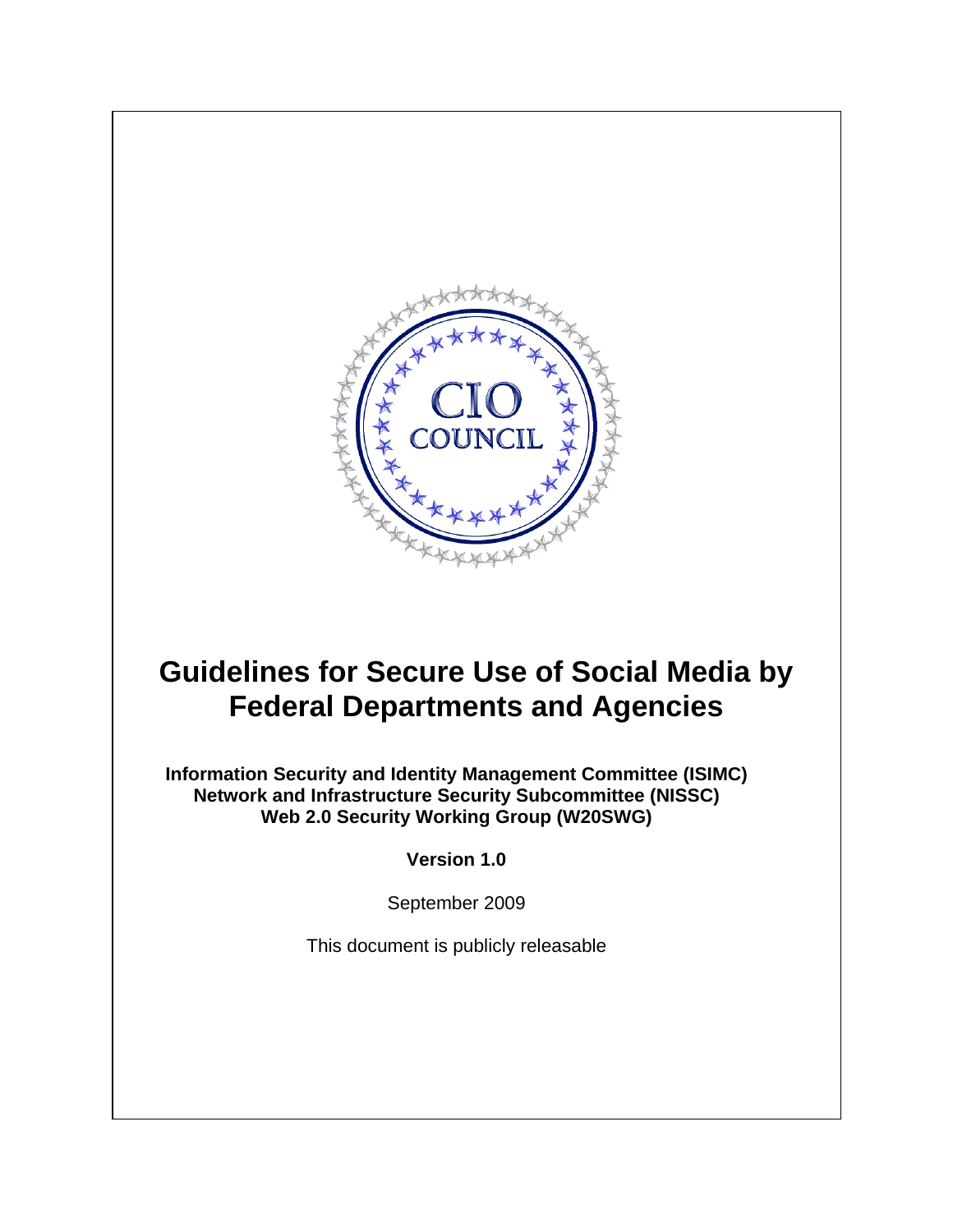CIO COUNCIL

# Guidelines for Secure Use of Social Media by Federal Departments and Agencies

**Information Security and Identity Management Committee (ISIMC)**
**Network and Infrastructure Security Subcommittee (NISSC)**
**Web 2.0 Security Working Group (W20SWG)**

**Version 1.0**

September 2009

This document is publicly releasable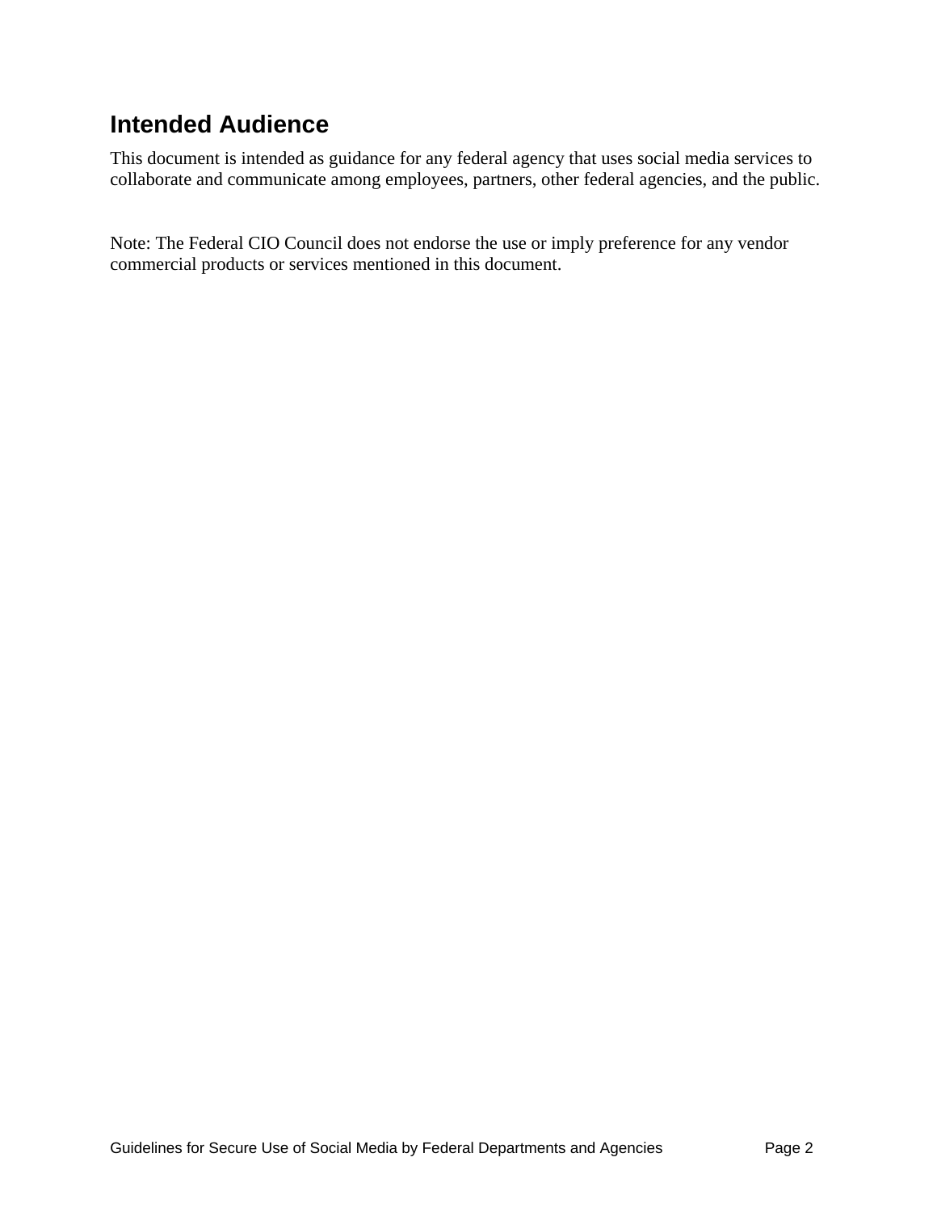## Intended Audience

This document is intended as guidance for any federal agency that uses social media services to collaborate and communicate among employees, partners, other federal agencies, and the public.

Note: The Federal CIO Council does not endorse the use or imply preference for any vendor commercial products or services mentioned in this document.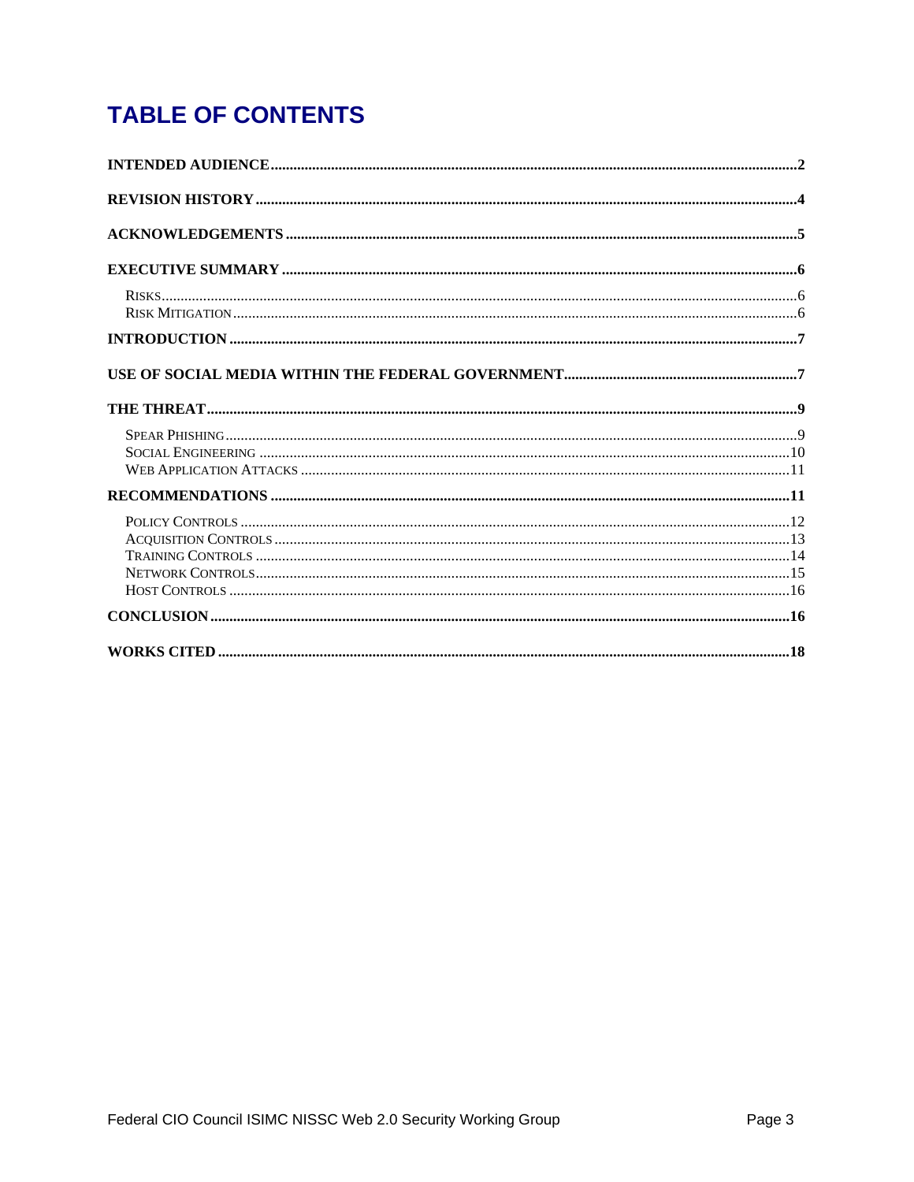# TABLE OF CONTENTS

**INTENDED AUDIENCE** .......... **2**

**REVISION HISTORY** .......... **4**

**ACKNOWLEDGEMENTS** .......... **5**

**EXECUTIVE SUMMARY** .......... **6**

- RISKS .......... 6
- RISK MITIGATION .......... 6

**INTRODUCTION** .......... **7**

**USE OF SOCIAL MEDIA WITHIN THE FEDERAL GOVERNMENT** .......... **7**

**THE THREAT** .......... **9**

- SPEAR PHISHING .......... 9
- SOCIAL ENGINEERING .......... 10
- WEB APPLICATION ATTACKS .......... 11

**RECOMMENDATIONS** .......... **11**

- POLICY CONTROLS .......... 12
- ACQUISITION CONTROLS .......... 13
- TRAINING CONTROLS .......... 14
- NETWORK CONTROLS .......... 15
- HOST CONTROLS .......... 16

**CONCLUSION** .......... **16**

**WORKS CITED** .......... **18**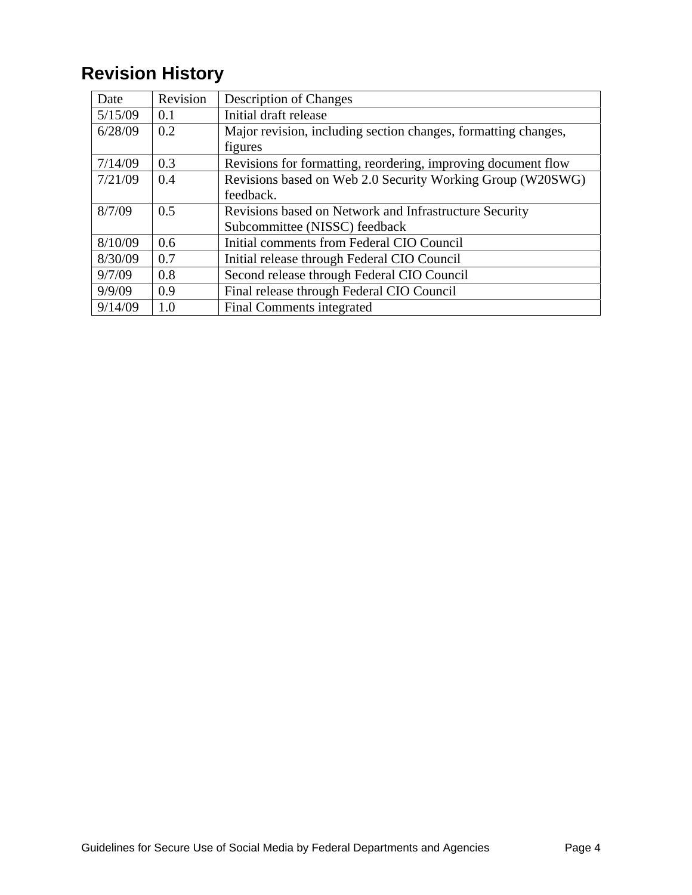## Revision History

| Date | Revision | Description of Changes |
|---|---|---|
| 5/15/09 | 0.1 | Initial draft release |
| 6/28/09 | 0.2 | Major revision, including section changes, formatting changes, figures |
| 7/14/09 | 0.3 | Revisions for formatting, reordering, improving document flow |
| 7/21/09 | 0.4 | Revisions based on Web 2.0 Security Working Group (W20SWG) feedback. |
| 8/7/09 | 0.5 | Revisions based on Network and Infrastructure Security Subcommittee (NISSC) feedback |
| 8/10/09 | 0.6 | Initial comments from Federal CIO Council |
| 8/30/09 | 0.7 | Initial release through Federal CIO Council |
| 9/7/09 | 0.8 | Second release through Federal CIO Council |
| 9/9/09 | 0.9 | Final release through Federal CIO Council |
| 9/14/09 | 1.0 | Final Comments integrated |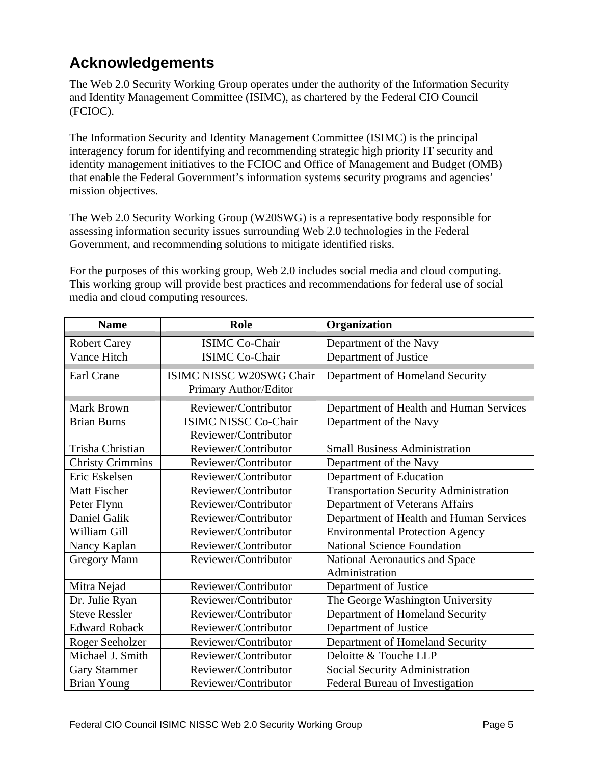## Acknowledgements

The Web 2.0 Security Working Group operates under the authority of the Information Security and Identity Management Committee (ISIMC), as chartered by the Federal CIO Council (FCIOC).

The Information Security and Identity Management Committee (ISIMC) is the principal interagency forum for identifying and recommending strategic high priority IT security and identity management initiatives to the FCIOC and Office of Management and Budget (OMB) that enable the Federal Government's information systems security programs and agencies' mission objectives.

The Web 2.0 Security Working Group (W20SWG) is a representative body responsible for assessing information security issues surrounding Web 2.0 technologies in the Federal Government, and recommending solutions to mitigate identified risks.

For the purposes of this working group, Web 2.0 includes social media and cloud computing. This working group will provide best practices and recommendations for federal use of social media and cloud computing resources.

| Name | Role | Organization |
|---|---|---|
| Robert Carey | ISIMC Co-Chair | Department of the Navy |
| Vance Hitch | ISIMC Co-Chair | Department of Justice |
| Earl Crane | ISIMC NISSC W20SWG Chair<br>Primary Author/Editor | Department of Homeland Security |
| Mark Brown | Reviewer/Contributor | Department of Health and Human Services |
| Brian Burns | ISIMC NISSC Co-Chair<br>Reviewer/Contributor | Department of the Navy |
| Trisha Christian | Reviewer/Contributor | Small Business Administration |
| Christy Crimmins | Reviewer/Contributor | Department of the Navy |
| Eric Eskelsen | Reviewer/Contributor | Department of Education |
| Matt Fischer | Reviewer/Contributor | Transportation Security Administration |
| Peter Flynn | Reviewer/Contributor | Department of Veterans Affairs |
| Daniel Galik | Reviewer/Contributor | Department of Health and Human Services |
| William Gill | Reviewer/Contributor | Environmental Protection Agency |
| Nancy Kaplan | Reviewer/Contributor | National Science Foundation |
| Gregory Mann | Reviewer/Contributor | National Aeronautics and Space Administration |
| Mitra Nejad | Reviewer/Contributor | Department of Justice |
| Dr. Julie Ryan | Reviewer/Contributor | The George Washington University |
| Steve Ressler | Reviewer/Contributor | Department of Homeland Security |
| Edward Roback | Reviewer/Contributor | Department of Justice |
| Roger Seeholzer | Reviewer/Contributor | Department of Homeland Security |
| Michael J. Smith | Reviewer/Contributor | Deloitte & Touche LLP |
| Gary Stammer | Reviewer/Contributor | Social Security Administration |
| Brian Young | Reviewer/Contributor | Federal Bureau of Investigation |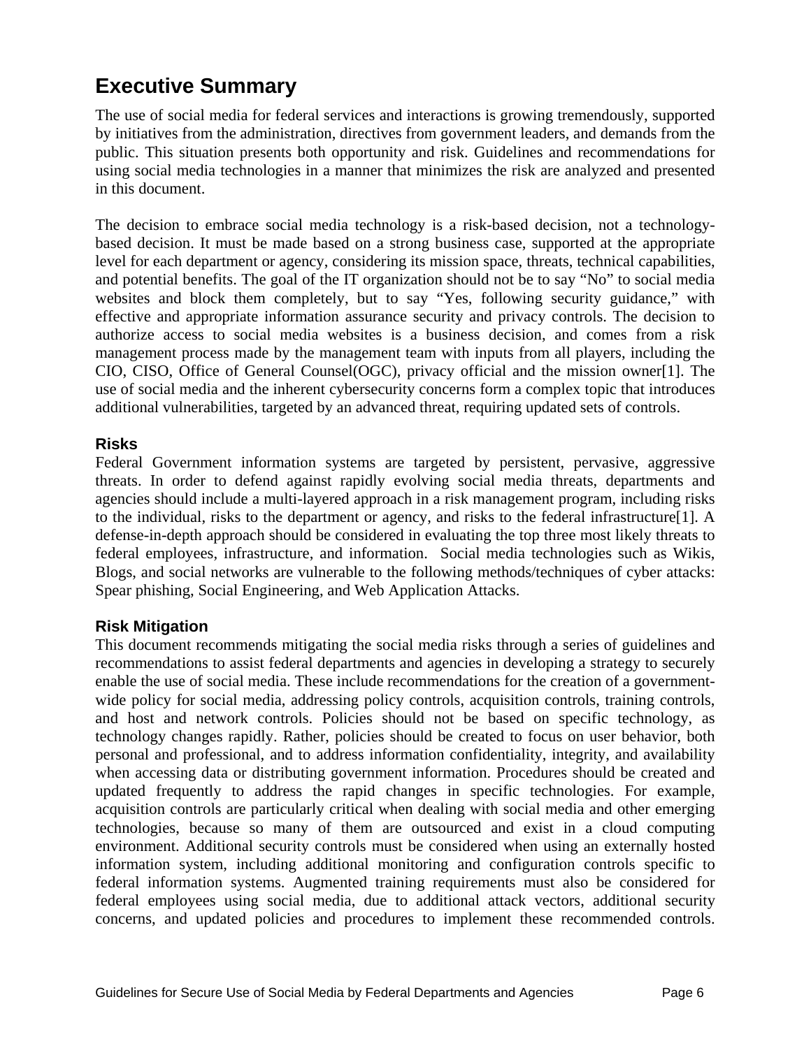# Executive Summary

The use of social media for federal services and interactions is growing tremendously, supported by initiatives from the administration, directives from government leaders, and demands from the public. This situation presents both opportunity and risk. Guidelines and recommendations for using social media technologies in a manner that minimizes the risk are analyzed and presented in this document.

The decision to embrace social media technology is a risk-based decision, not a technology-based decision. It must be made based on a strong business case, supported at the appropriate level for each department or agency, considering its mission space, threats, technical capabilities, and potential benefits. The goal of the IT organization should not be to say "No" to social media websites and block them completely, but to say "Yes, following security guidance," with effective and appropriate information assurance security and privacy controls. The decision to authorize access to social media websites is a business decision, and comes from a risk management process made by the management team with inputs from all players, including the CIO, CISO, Office of General Counsel(OGC), privacy official and the mission owner[1]. The use of social media and the inherent cybersecurity concerns form a complex topic that introduces additional vulnerabilities, targeted by an advanced threat, requiring updated sets of controls.

### Risks

Federal Government information systems are targeted by persistent, pervasive, aggressive threats. In order to defend against rapidly evolving social media threats, departments and agencies should include a multi-layered approach in a risk management program, including risks to the individual, risks to the department or agency, and risks to the federal infrastructure[1]. A defense-in-depth approach should be considered in evaluating the top three most likely threats to federal employees, infrastructure, and information. Social media technologies such as Wikis, Blogs, and social networks are vulnerable to the following methods/techniques of cyber attacks: Spear phishing, Social Engineering, and Web Application Attacks.

### Risk Mitigation

This document recommends mitigating the social media risks through a series of guidelines and recommendations to assist federal departments and agencies in developing a strategy to securely enable the use of social media. These include recommendations for the creation of a government-wide policy for social media, addressing policy controls, acquisition controls, training controls, and host and network controls. Policies should not be based on specific technology, as technology changes rapidly. Rather, policies should be created to focus on user behavior, both personal and professional, and to address information confidentiality, integrity, and availability when accessing data or distributing government information. Procedures should be created and updated frequently to address the rapid changes in specific technologies. For example, acquisition controls are particularly critical when dealing with social media and other emerging technologies, because so many of them are outsourced and exist in a cloud computing environment. Additional security controls must be considered when using an externally hosted information system, including additional monitoring and configuration controls specific to federal information systems. Augmented training requirements must also be considered for federal employees using social media, due to additional attack vectors, additional security concerns, and updated policies and procedures to implement these recommended controls.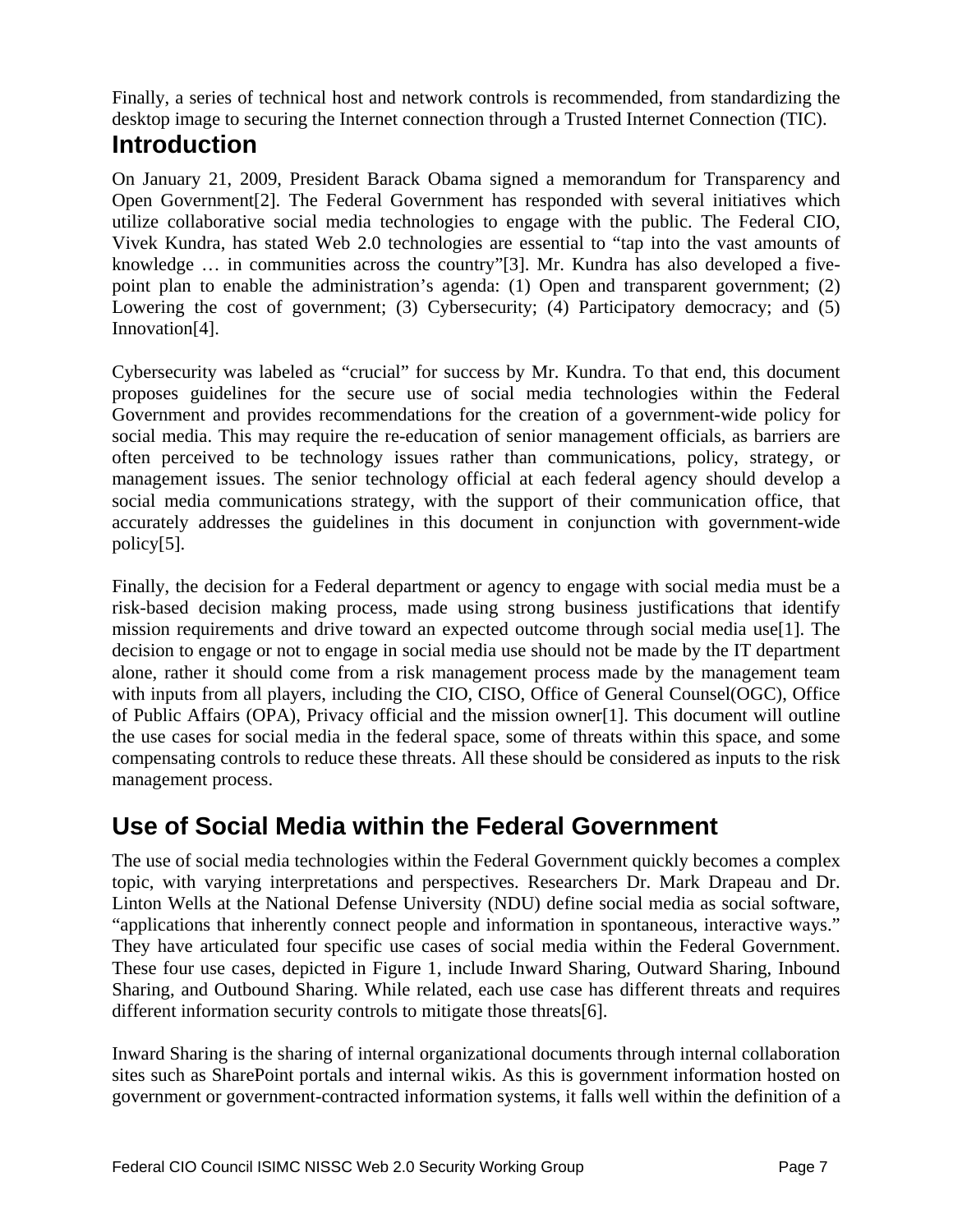Finally, a series of technical host and network controls is recommended, from standardizing the desktop image to securing the Internet connection through a Trusted Internet Connection (TIC).

# Introduction

On January 21, 2009, President Barack Obama signed a memorandum for Transparency and Open Government[2]. The Federal Government has responded with several initiatives which utilize collaborative social media technologies to engage with the public. The Federal CIO, Vivek Kundra, has stated Web 2.0 technologies are essential to "tap into the vast amounts of knowledge … in communities across the country"[3]. Mr. Kundra has also developed a five-point plan to enable the administration's agenda: (1) Open and transparent government; (2) Lowering the cost of government; (3) Cybersecurity; (4) Participatory democracy; and (5) Innovation[4].

Cybersecurity was labeled as "crucial" for success by Mr. Kundra. To that end, this document proposes guidelines for the secure use of social media technologies within the Federal Government and provides recommendations for the creation of a government-wide policy for social media. This may require the re-education of senior management officials, as barriers are often perceived to be technology issues rather than communications, policy, strategy, or management issues. The senior technology official at each federal agency should develop a social media communications strategy, with the support of their communication office, that accurately addresses the guidelines in this document in conjunction with government-wide policy[5].

Finally, the decision for a Federal department or agency to engage with social media must be a risk-based decision making process, made using strong business justifications that identify mission requirements and drive toward an expected outcome through social media use[1]. The decision to engage or not to engage in social media use should not be made by the IT department alone, rather it should come from a risk management process made by the management team with inputs from all players, including the CIO, CISO, Office of General Counsel(OGC), Office of Public Affairs (OPA), Privacy official and the mission owner[1]. This document will outline the use cases for social media in the federal space, some of threats within this space, and some compensating controls to reduce these threats. All these should be considered as inputs to the risk management process.

# Use of Social Media within the Federal Government

The use of social media technologies within the Federal Government quickly becomes a complex topic, with varying interpretations and perspectives. Researchers Dr. Mark Drapeau and Dr. Linton Wells at the National Defense University (NDU) define social media as social software, "applications that inherently connect people and information in spontaneous, interactive ways." They have articulated four specific use cases of social media within the Federal Government. These four use cases, depicted in Figure 1, include Inward Sharing, Outward Sharing, Inbound Sharing, and Outbound Sharing. While related, each use case has different threats and requires different information security controls to mitigate those threats[6].

Inward Sharing is the sharing of internal organizational documents through internal collaboration sites such as SharePoint portals and internal wikis. As this is government information hosted on government or government-contracted information systems, it falls well within the definition of a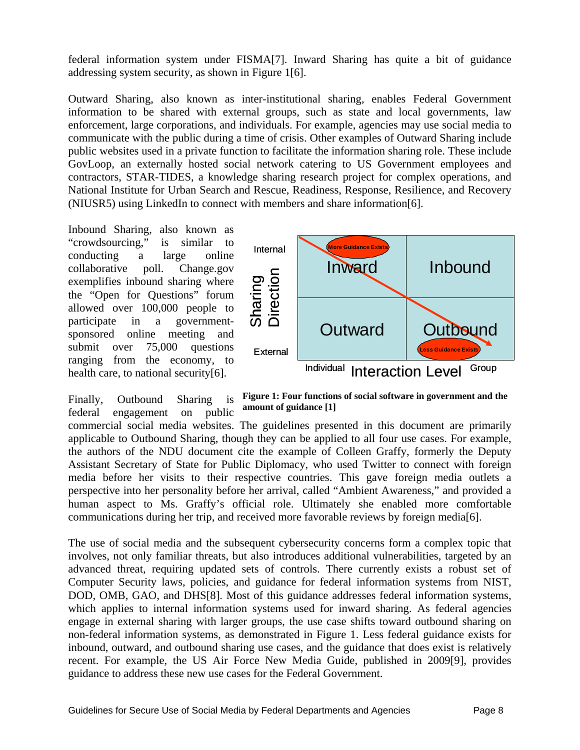federal information system under FISMA[7]. Inward Sharing has quite a bit of guidance addressing system security, as shown in Figure 1[6].

Outward Sharing, also known as inter-institutional sharing, enables Federal Government information to be shared with external groups, such as state and local governments, law enforcement, large corporations, and individuals. For example, agencies may use social media to communicate with the public during a time of crisis. Other examples of Outward Sharing include public websites used in a private function to facilitate the information sharing role. These include GovLoop, an externally hosted social network catering to US Government employees and contractors, STAR-TIDES, a knowledge sharing research project for complex operations, and National Institute for Urban Search and Rescue, Readiness, Response, Resilience, and Recovery (NIUSR5) using LinkedIn to connect with members and share information[6].

Inbound Sharing, also known as "crowdsourcing," is similar to conducting a large online collaborative poll. Change.gov exemplifies inbound sharing where the "Open for Questions" forum allowed over 100,000 people to participate in a government-sponsored online meeting and submit over 75,000 questions ranging from the economy, to health care, to national security[6].

**Figure 1: Four functions of social software in government and the amount of guidance [1]**

Finally, Outbound Sharing is federal engagement on public commercial social media websites. The guidelines presented in this document are primarily applicable to Outbound Sharing, though they can be applied to all four use cases. For example, the authors of the NDU document cite the example of Colleen Graffy, formerly the Deputy Assistant Secretary of State for Public Diplomacy, who used Twitter to connect with foreign media before her visits to their respective countries. This gave foreign media outlets a perspective into her personality before her arrival, called "Ambient Awareness," and provided a human aspect to Ms. Graffy's official role. Ultimately she enabled more comfortable communications during her trip, and received more favorable reviews by foreign media[6].

The use of social media and the subsequent cybersecurity concerns form a complex topic that involves, not only familiar threats, but also introduces additional vulnerabilities, targeted by an advanced threat, requiring updated sets of controls. There currently exists a robust set of Computer Security laws, policies, and guidance for federal information systems from NIST, DOD, OMB, GAO, and DHS[8]. Most of this guidance addresses federal information systems, which applies to internal information systems used for inward sharing. As federal agencies engage in external sharing with larger groups, the use case shifts toward outbound sharing on non-federal information systems, as demonstrated in Figure 1. Less federal guidance exists for inbound, outward, and outbound sharing use cases, and the guidance that does exist is relatively recent. For example, the US Air Force New Media Guide, published in 2009[9], provides guidance to address these new use cases for the Federal Government.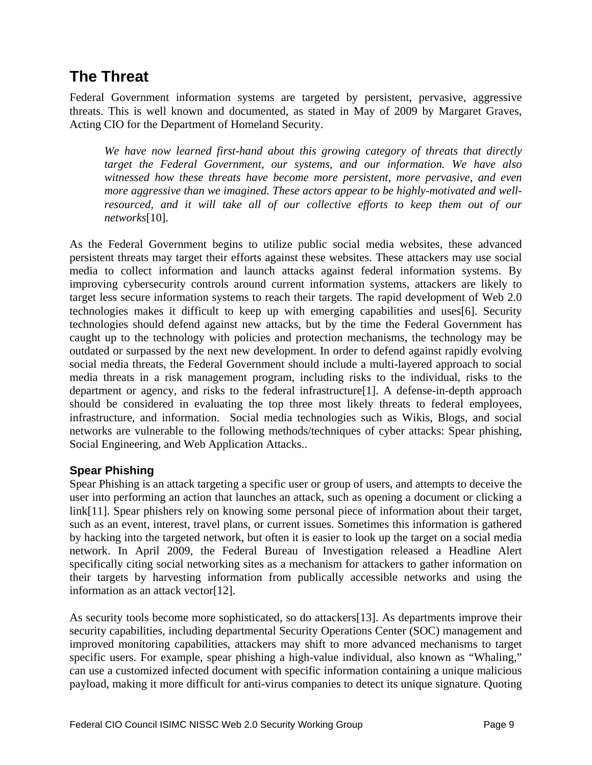## The Threat

Federal Government information systems are targeted by persistent, pervasive, aggressive threats. This is well known and documented, as stated in May of 2009 by Margaret Graves, Acting CIO for the Department of Homeland Security.

> *We have now learned first-hand about this growing category of threats that directly target the Federal Government, our systems, and our information. We have also witnessed how these threats have become more persistent, more pervasive, and even more aggressive than we imagined. These actors appear to be highly-motivated and well-resourced, and it will take all of our collective efforts to keep them out of our networks*[10].

As the Federal Government begins to utilize public social media websites, these advanced persistent threats may target their efforts against these websites. These attackers may use social media to collect information and launch attacks against federal information systems. By improving cybersecurity controls around current information systems, attackers are likely to target less secure information systems to reach their targets. The rapid development of Web 2.0 technologies makes it difficult to keep up with emerging capabilities and uses[6]. Security technologies should defend against new attacks, but by the time the Federal Government has caught up to the technology with policies and protection mechanisms, the technology may be outdated or surpassed by the next new development. In order to defend against rapidly evolving social media threats, the Federal Government should include a multi-layered approach to social media threats in a risk management program, including risks to the individual, risks to the department or agency, and risks to the federal infrastructure[1]. A defense-in-depth approach should be considered in evaluating the top three most likely threats to federal employees, infrastructure, and information. Social media technologies such as Wikis, Blogs, and social networks are vulnerable to the following methods/techniques of cyber attacks: Spear phishing, Social Engineering, and Web Application Attacks..

### Spear Phishing

Spear Phishing is an attack targeting a specific user or group of users, and attempts to deceive the user into performing an action that launches an attack, such as opening a document or clicking a link[11]. Spear phishers rely on knowing some personal piece of information about their target, such as an event, interest, travel plans, or current issues. Sometimes this information is gathered by hacking into the targeted network, but often it is easier to look up the target on a social media network. In April 2009, the Federal Bureau of Investigation released a Headline Alert specifically citing social networking sites as a mechanism for attackers to gather information on their targets by harvesting information from publically accessible networks and using the information as an attack vector[12].

As security tools become more sophisticated, so do attackers[13]. As departments improve their security capabilities, including departmental Security Operations Center (SOC) management and improved monitoring capabilities, attackers may shift to more advanced mechanisms to target specific users. For example, spear phishing a high-value individual, also known as "Whaling," can use a customized infected document with specific information containing a unique malicious payload, making it more difficult for anti-virus companies to detect its unique signature. Quoting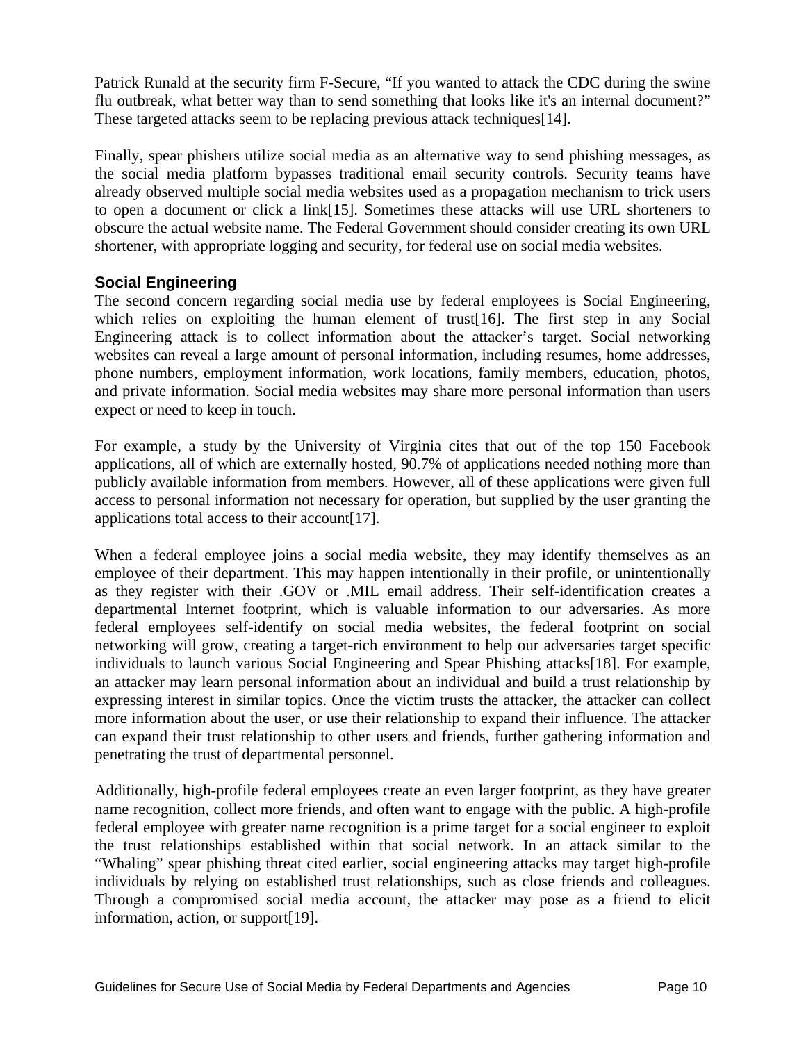Patrick Runald at the security firm F-Secure, "If you wanted to attack the CDC during the swine flu outbreak, what better way than to send something that looks like it's an internal document?" These targeted attacks seem to be replacing previous attack techniques[14].

Finally, spear phishers utilize social media as an alternative way to send phishing messages, as the social media platform bypasses traditional email security controls. Security teams have already observed multiple social media websites used as a propagation mechanism to trick users to open a document or click a link[15]. Sometimes these attacks will use URL shorteners to obscure the actual website name. The Federal Government should consider creating its own URL shortener, with appropriate logging and security, for federal use on social media websites.

### Social Engineering

The second concern regarding social media use by federal employees is Social Engineering, which relies on exploiting the human element of trust[16]. The first step in any Social Engineering attack is to collect information about the attacker's target. Social networking websites can reveal a large amount of personal information, including resumes, home addresses, phone numbers, employment information, work locations, family members, education, photos, and private information. Social media websites may share more personal information than users expect or need to keep in touch.

For example, a study by the University of Virginia cites that out of the top 150 Facebook applications, all of which are externally hosted, 90.7% of applications needed nothing more than publicly available information from members. However, all of these applications were given full access to personal information not necessary for operation, but supplied by the user granting the applications total access to their account[17].

When a federal employee joins a social media website, they may identify themselves as an employee of their department. This may happen intentionally in their profile, or unintentionally as they register with their .GOV or .MIL email address. Their self-identification creates a departmental Internet footprint, which is valuable information to our adversaries. As more federal employees self-identify on social media websites, the federal footprint on social networking will grow, creating a target-rich environment to help our adversaries target specific individuals to launch various Social Engineering and Spear Phishing attacks[18]. For example, an attacker may learn personal information about an individual and build a trust relationship by expressing interest in similar topics. Once the victim trusts the attacker, the attacker can collect more information about the user, or use their relationship to expand their influence. The attacker can expand their trust relationship to other users and friends, further gathering information and penetrating the trust of departmental personnel.

Additionally, high-profile federal employees create an even larger footprint, as they have greater name recognition, collect more friends, and often want to engage with the public. A high-profile federal employee with greater name recognition is a prime target for a social engineer to exploit the trust relationships established within that social network. In an attack similar to the "Whaling" spear phishing threat cited earlier, social engineering attacks may target high-profile individuals by relying on established trust relationships, such as close friends and colleagues. Through a compromised social media account, the attacker may pose as a friend to elicit information, action, or support[19].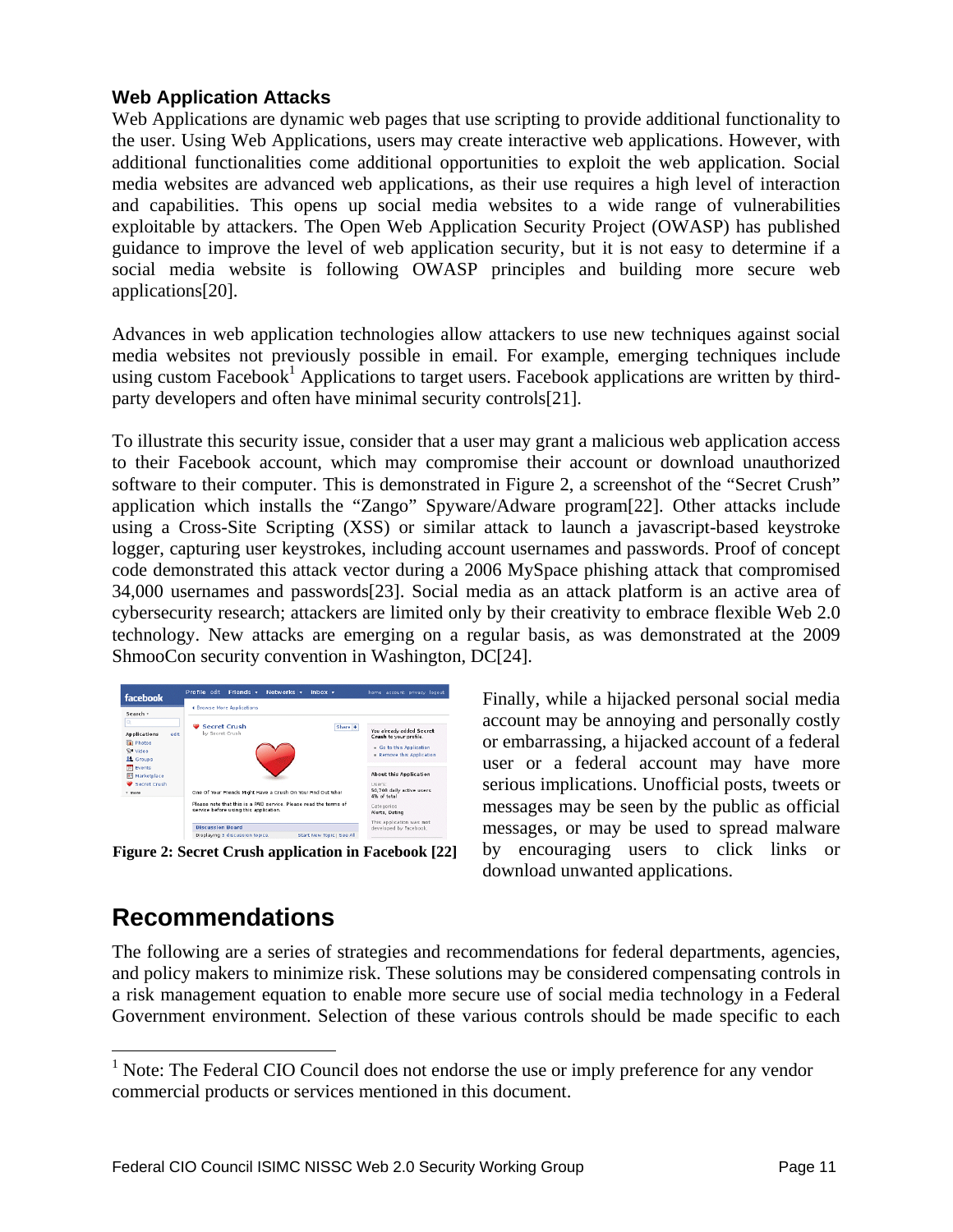### Web Application Attacks

Web Applications are dynamic web pages that use scripting to provide additional functionality to the user. Using Web Applications, users may create interactive web applications. However, with additional functionalities come additional opportunities to exploit the web application. Social media websites are advanced web applications, as their use requires a high level of interaction and capabilities. This opens up social media websites to a wide range of vulnerabilities exploitable by attackers. The Open Web Application Security Project (OWASP) has published guidance to improve the level of web application security, but it is not easy to determine if a social media website is following OWASP principles and building more secure web applications[20].

Advances in web application technologies allow attackers to use new techniques against social media websites not previously possible in email. For example, emerging techniques include using custom Facebook[1] Applications to target users. Facebook applications are written by third-party developers and often have minimal security controls[21].

To illustrate this security issue, consider that a user may grant a malicious web application access to their Facebook account, which may compromise their account or download unauthorized software to their computer. This is demonstrated in Figure 2, a screenshot of the "Secret Crush" application which installs the "Zango" Spyware/Adware program[22]. Other attacks include using a Cross-Site Scripting (XSS) or similar attack to launch a javascript-based keystroke logger, capturing user keystrokes, including account usernames and passwords. Proof of concept code demonstrated this attack vector during a 2006 MySpace phishing attack that compromised 34,000 usernames and passwords[23]. Social media as an attack platform is an active area of cybersecurity research; attackers are limited only by their creativity to embrace flexible Web 2.0 technology. New attacks are emerging on a regular basis, as was demonstrated at the 2009 ShmooCon security convention in Washington, DC[24].

**Figure 2: Secret Crush application in Facebook [22]**

Finally, while a hijacked personal social media account may be annoying and personally costly or embarrassing, a hijacked account of a federal user or a federal account may have more serious implications. Unofficial posts, tweets or messages may be seen by the public as official messages, or may be used to spread malware by encouraging users to click links or download unwanted applications.

## Recommendations

The following are a series of strategies and recommendations for federal departments, agencies, and policy makers to minimize risk. These solutions may be considered compensating controls in a risk management equation to enable more secure use of social media technology in a Federal Government environment. Selection of these various controls should be made specific to each

[1] Note: The Federal CIO Council does not endorse the use or imply preference for any vendor commercial products or services mentioned in this document.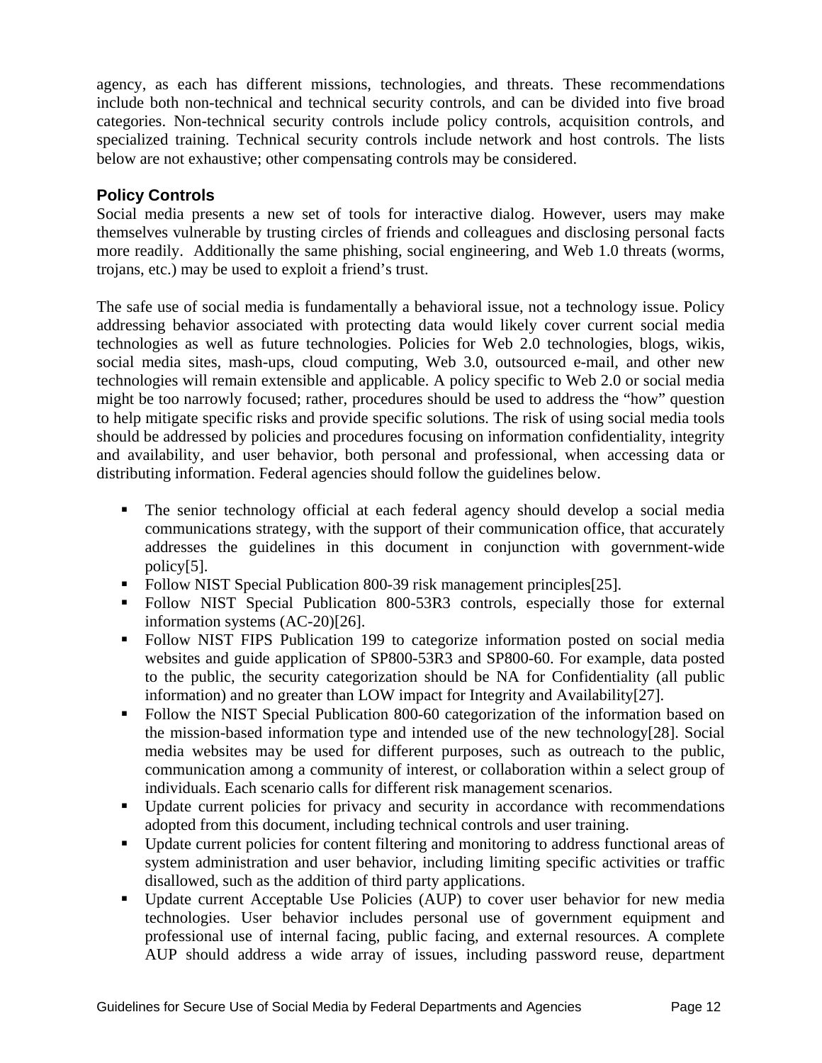agency, as each has different missions, technologies, and threats. These recommendations include both non-technical and technical security controls, and can be divided into five broad categories. Non-technical security controls include policy controls, acquisition controls, and specialized training. Technical security controls include network and host controls. The lists below are not exhaustive; other compensating controls may be considered.

### Policy Controls

Social media presents a new set of tools for interactive dialog. However, users may make themselves vulnerable by trusting circles of friends and colleagues and disclosing personal facts more readily. Additionally the same phishing, social engineering, and Web 1.0 threats (worms, trojans, etc.) may be used to exploit a friend's trust.

The safe use of social media is fundamentally a behavioral issue, not a technology issue. Policy addressing behavior associated with protecting data would likely cover current social media technologies as well as future technologies. Policies for Web 2.0 technologies, blogs, wikis, social media sites, mash-ups, cloud computing, Web 3.0, outsourced e-mail, and other new technologies will remain extensible and applicable. A policy specific to Web 2.0 or social media might be too narrowly focused; rather, procedures should be used to address the "how" question to help mitigate specific risks and provide specific solutions. The risk of using social media tools should be addressed by policies and procedures focusing on information confidentiality, integrity and availability, and user behavior, both personal and professional, when accessing data or distributing information. Federal agencies should follow the guidelines below.

- The senior technology official at each federal agency should develop a social media communications strategy, with the support of their communication office, that accurately addresses the guidelines in this document in conjunction with government-wide policy[5].
- Follow NIST Special Publication 800-39 risk management principles[25].
- Follow NIST Special Publication 800-53R3 controls, especially those for external information systems (AC-20)[26].
- Follow NIST FIPS Publication 199 to categorize information posted on social media websites and guide application of SP800-53R3 and SP800-60. For example, data posted to the public, the security categorization should be NA for Confidentiality (all public information) and no greater than LOW impact for Integrity and Availability[27].
- Follow the NIST Special Publication 800-60 categorization of the information based on the mission-based information type and intended use of the new technology[28]. Social media websites may be used for different purposes, such as outreach to the public, communication among a community of interest, or collaboration within a select group of individuals. Each scenario calls for different risk management scenarios.
- Update current policies for privacy and security in accordance with recommendations adopted from this document, including technical controls and user training.
- Update current policies for content filtering and monitoring to address functional areas of system administration and user behavior, including limiting specific activities or traffic disallowed, such as the addition of third party applications.
- Update current Acceptable Use Policies (AUP) to cover user behavior for new media technologies. User behavior includes personal use of government equipment and professional use of internal facing, public facing, and external resources. A complete AUP should address a wide array of issues, including password reuse, department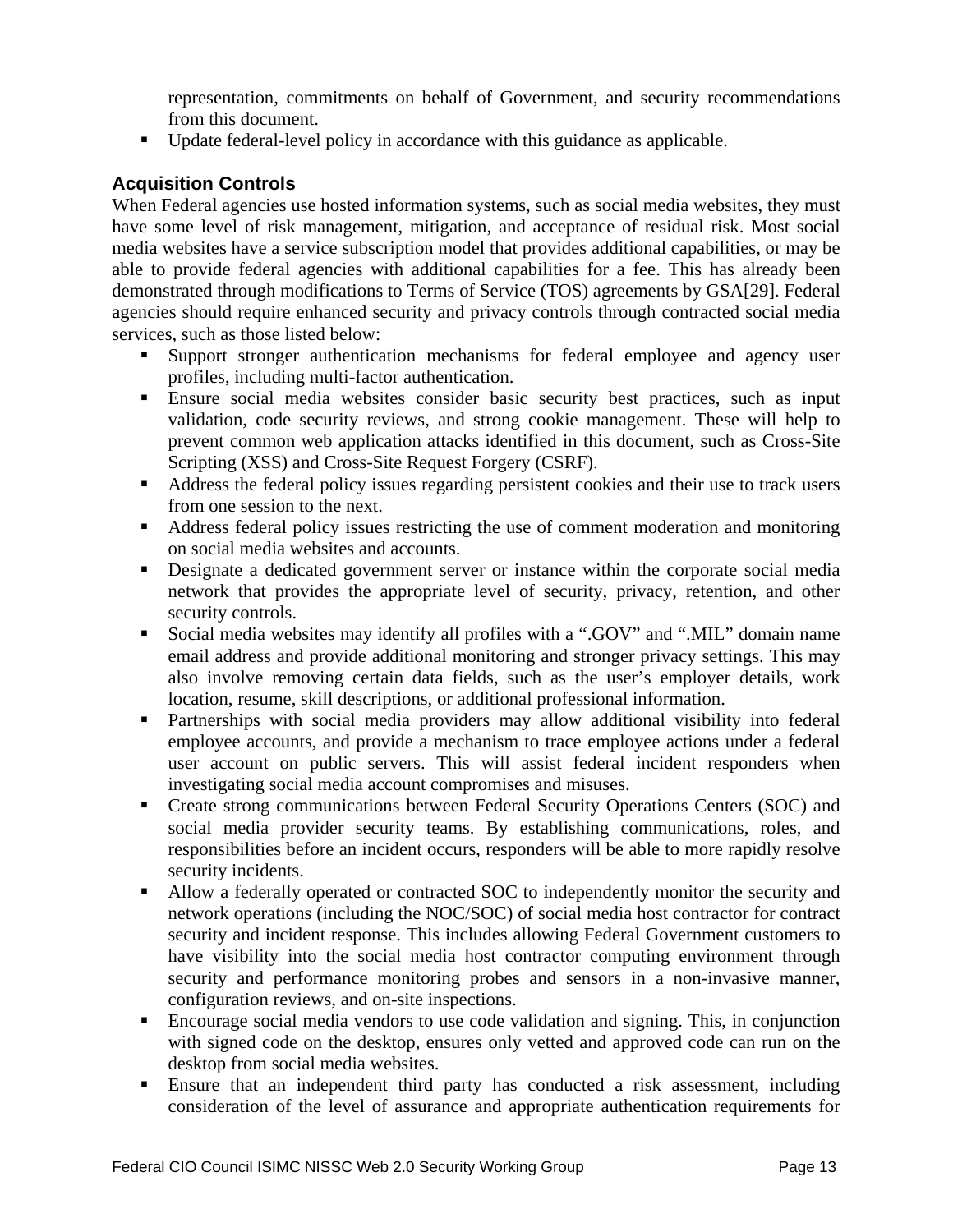representation, commitments on behalf of Government, and security recommendations from this document.

- Update federal-level policy in accordance with this guidance as applicable.

### Acquisition Controls

When Federal agencies use hosted information systems, such as social media websites, they must have some level of risk management, mitigation, and acceptance of residual risk. Most social media websites have a service subscription model that provides additional capabilities, or may be able to provide federal agencies with additional capabilities for a fee. This has already been demonstrated through modifications to Terms of Service (TOS) agreements by GSA[29]. Federal agencies should require enhanced security and privacy controls through contracted social media services, such as those listed below:

- Support stronger authentication mechanisms for federal employee and agency user profiles, including multi-factor authentication.
- Ensure social media websites consider basic security best practices, such as input validation, code security reviews, and strong cookie management. These will help to prevent common web application attacks identified in this document, such as Cross-Site Scripting (XSS) and Cross-Site Request Forgery (CSRF).
- Address the federal policy issues regarding persistent cookies and their use to track users from one session to the next.
- Address federal policy issues restricting the use of comment moderation and monitoring on social media websites and accounts.
- Designate a dedicated government server or instance within the corporate social media network that provides the appropriate level of security, privacy, retention, and other security controls.
- Social media websites may identify all profiles with a ".GOV" and ".MIL" domain name email address and provide additional monitoring and stronger privacy settings. This may also involve removing certain data fields, such as the user's employer details, work location, resume, skill descriptions, or additional professional information.
- Partnerships with social media providers may allow additional visibility into federal employee accounts, and provide a mechanism to trace employee actions under a federal user account on public servers. This will assist federal incident responders when investigating social media account compromises and misuses.
- Create strong communications between Federal Security Operations Centers (SOC) and social media provider security teams. By establishing communications, roles, and responsibilities before an incident occurs, responders will be able to more rapidly resolve security incidents.
- Allow a federally operated or contracted SOC to independently monitor the security and network operations (including the NOC/SOC) of social media host contractor for contract security and incident response. This includes allowing Federal Government customers to have visibility into the social media host contractor computing environment through security and performance monitoring probes and sensors in a non-invasive manner, configuration reviews, and on-site inspections.
- Encourage social media vendors to use code validation and signing. This, in conjunction with signed code on the desktop, ensures only vetted and approved code can run on the desktop from social media websites.
- Ensure that an independent third party has conducted a risk assessment, including consideration of the level of assurance and appropriate authentication requirements for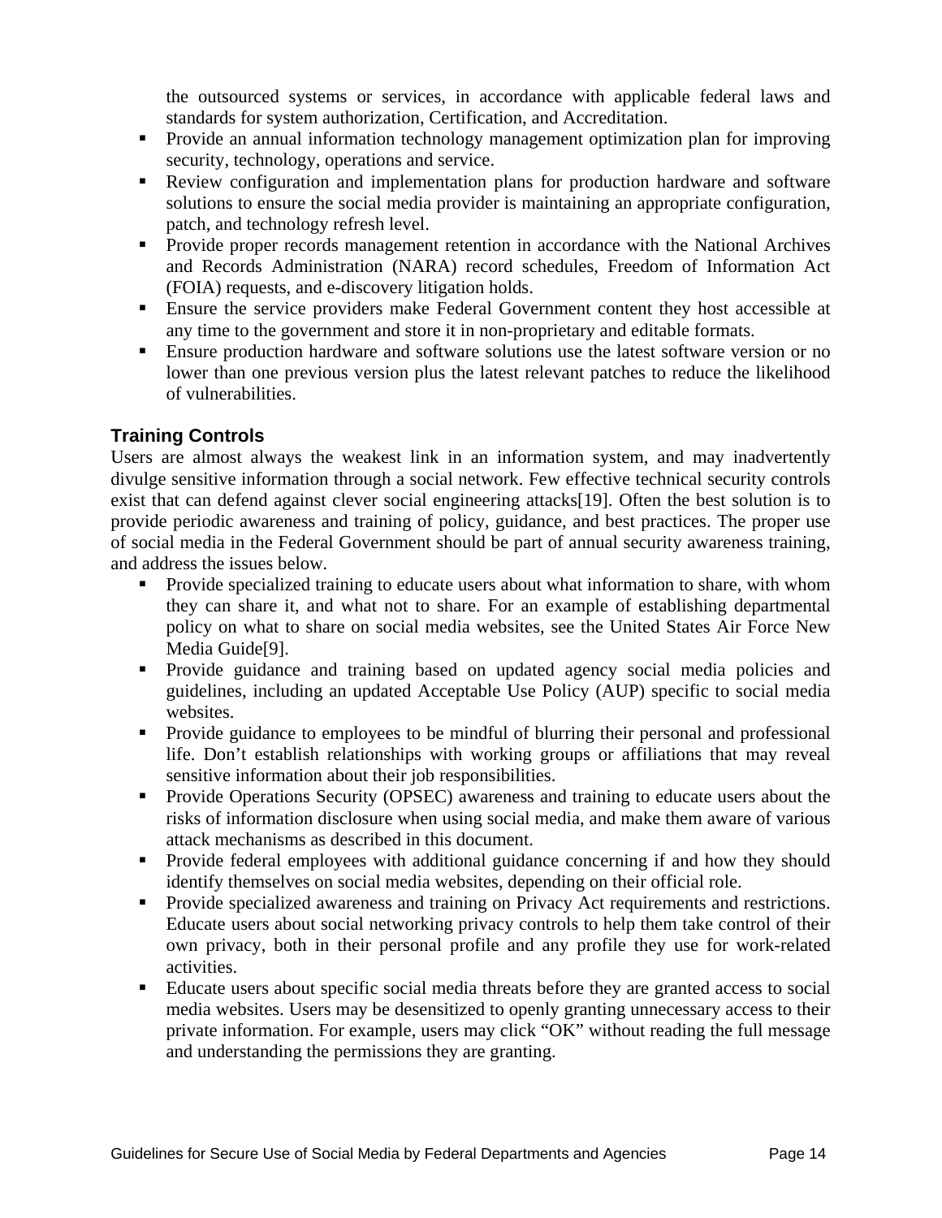the outsourced systems or services, in accordance with applicable federal laws and standards for system authorization, Certification, and Accreditation.

- Provide an annual information technology management optimization plan for improving security, technology, operations and service.
- Review configuration and implementation plans for production hardware and software solutions to ensure the social media provider is maintaining an appropriate configuration, patch, and technology refresh level.
- Provide proper records management retention in accordance with the National Archives and Records Administration (NARA) record schedules, Freedom of Information Act (FOIA) requests, and e-discovery litigation holds.
- Ensure the service providers make Federal Government content they host accessible at any time to the government and store it in non-proprietary and editable formats.
- Ensure production hardware and software solutions use the latest software version or no lower than one previous version plus the latest relevant patches to reduce the likelihood of vulnerabilities.

### Training Controls

Users are almost always the weakest link in an information system, and may inadvertently divulge sensitive information through a social network. Few effective technical security controls exist that can defend against clever social engineering attacks[19]. Often the best solution is to provide periodic awareness and training of policy, guidance, and best practices. The proper use of social media in the Federal Government should be part of annual security awareness training, and address the issues below.

- Provide specialized training to educate users about what information to share, with whom they can share it, and what not to share. For an example of establishing departmental policy on what to share on social media websites, see the United States Air Force New Media Guide[9].
- Provide guidance and training based on updated agency social media policies and guidelines, including an updated Acceptable Use Policy (AUP) specific to social media websites.
- Provide guidance to employees to be mindful of blurring their personal and professional life. Don't establish relationships with working groups or affiliations that may reveal sensitive information about their job responsibilities.
- Provide Operations Security (OPSEC) awareness and training to educate users about the risks of information disclosure when using social media, and make them aware of various attack mechanisms as described in this document.
- Provide federal employees with additional guidance concerning if and how they should identify themselves on social media websites, depending on their official role.
- Provide specialized awareness and training on Privacy Act requirements and restrictions. Educate users about social networking privacy controls to help them take control of their own privacy, both in their personal profile and any profile they use for work-related activities.
- Educate users about specific social media threats before they are granted access to social media websites. Users may be desensitized to openly granting unnecessary access to their private information. For example, users may click "OK" without reading the full message and understanding the permissions they are granting.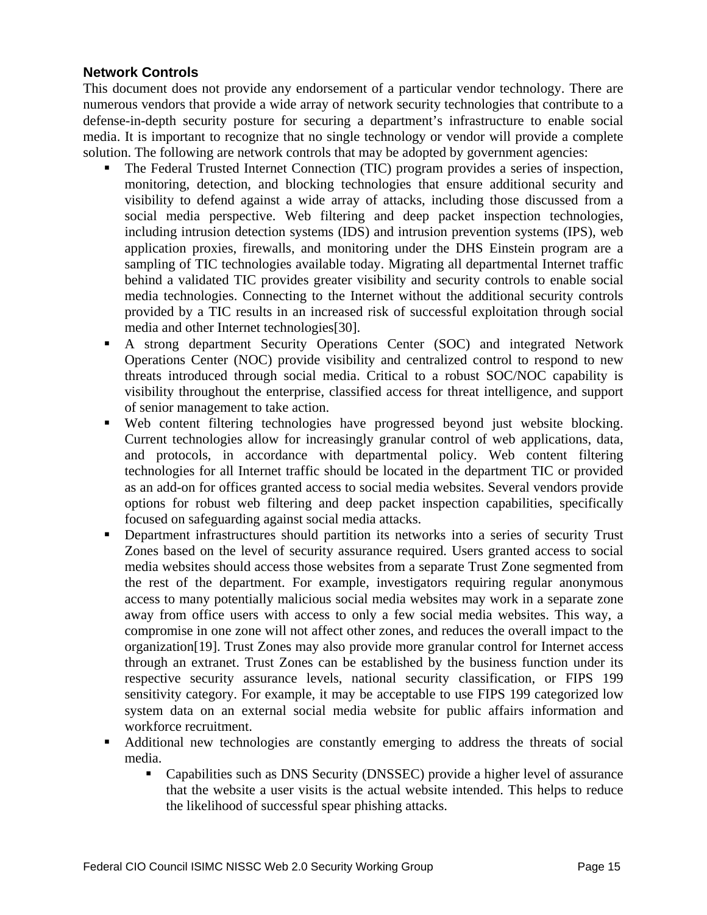## Network Controls

This document does not provide any endorsement of a particular vendor technology. There are numerous vendors that provide a wide array of network security technologies that contribute to a defense-in-depth security posture for securing a department's infrastructure to enable social media. It is important to recognize that no single technology or vendor will provide a complete solution. The following are network controls that may be adopted by government agencies:

- The Federal Trusted Internet Connection (TIC) program provides a series of inspection, monitoring, detection, and blocking technologies that ensure additional security and visibility to defend against a wide array of attacks, including those discussed from a social media perspective. Web filtering and deep packet inspection technologies, including intrusion detection systems (IDS) and intrusion prevention systems (IPS), web application proxies, firewalls, and monitoring under the DHS Einstein program are a sampling of TIC technologies available today. Migrating all departmental Internet traffic behind a validated TIC provides greater visibility and security controls to enable social media technologies. Connecting to the Internet without the additional security controls provided by a TIC results in an increased risk of successful exploitation through social media and other Internet technologies[30].
- A strong department Security Operations Center (SOC) and integrated Network Operations Center (NOC) provide visibility and centralized control to respond to new threats introduced through social media. Critical to a robust SOC/NOC capability is visibility throughout the enterprise, classified access for threat intelligence, and support of senior management to take action.
- Web content filtering technologies have progressed beyond just website blocking. Current technologies allow for increasingly granular control of web applications, data, and protocols, in accordance with departmental policy. Web content filtering technologies for all Internet traffic should be located in the department TIC or provided as an add-on for offices granted access to social media websites. Several vendors provide options for robust web filtering and deep packet inspection capabilities, specifically focused on safeguarding against social media attacks.
- Department infrastructures should partition its networks into a series of security Trust Zones based on the level of security assurance required. Users granted access to social media websites should access those websites from a separate Trust Zone segmented from the rest of the department. For example, investigators requiring regular anonymous access to many potentially malicious social media websites may work in a separate zone away from office users with access to only a few social media websites. This way, a compromise in one zone will not affect other zones, and reduces the overall impact to the organization[19]. Trust Zones may also provide more granular control for Internet access through an extranet. Trust Zones can be established by the business function under its respective security assurance levels, national security classification, or FIPS 199 sensitivity category. For example, it may be acceptable to use FIPS 199 categorized low system data on an external social media website for public affairs information and workforce recruitment.
- Additional new technologies are constantly emerging to address the threats of social media.
  - Capabilities such as DNS Security (DNSSEC) provide a higher level of assurance that the website a user visits is the actual website intended. This helps to reduce the likelihood of successful spear phishing attacks.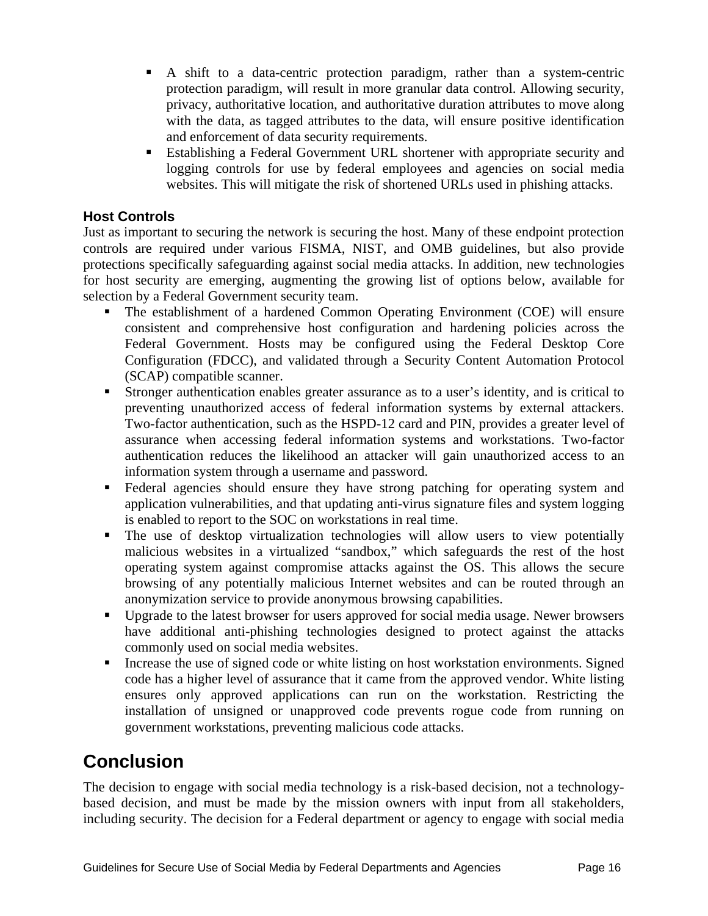- A shift to a data-centric protection paradigm, rather than a system-centric protection paradigm, will result in more granular data control. Allowing security, privacy, authoritative location, and authoritative duration attributes to move along with the data, as tagged attributes to the data, will ensure positive identification and enforcement of data security requirements.
- Establishing a Federal Government URL shortener with appropriate security and logging controls for use by federal employees and agencies on social media websites. This will mitigate the risk of shortened URLs used in phishing attacks.

### Host Controls

Just as important to securing the network is securing the host. Many of these endpoint protection controls are required under various FISMA, NIST, and OMB guidelines, but also provide protections specifically safeguarding against social media attacks. In addition, new technologies for host security are emerging, augmenting the growing list of options below, available for selection by a Federal Government security team.

- The establishment of a hardened Common Operating Environment (COE) will ensure consistent and comprehensive host configuration and hardening policies across the Federal Government. Hosts may be configured using the Federal Desktop Core Configuration (FDCC), and validated through a Security Content Automation Protocol (SCAP) compatible scanner.
- Stronger authentication enables greater assurance as to a user's identity, and is critical to preventing unauthorized access of federal information systems by external attackers. Two-factor authentication, such as the HSPD-12 card and PIN, provides a greater level of assurance when accessing federal information systems and workstations. Two-factor authentication reduces the likelihood an attacker will gain unauthorized access to an information system through a username and password.
- Federal agencies should ensure they have strong patching for operating system and application vulnerabilities, and that updating anti-virus signature files and system logging is enabled to report to the SOC on workstations in real time.
- The use of desktop virtualization technologies will allow users to view potentially malicious websites in a virtualized "sandbox," which safeguards the rest of the host operating system against compromise attacks against the OS. This allows the secure browsing of any potentially malicious Internet websites and can be routed through an anonymization service to provide anonymous browsing capabilities.
- Upgrade to the latest browser for users approved for social media usage. Newer browsers have additional anti-phishing technologies designed to protect against the attacks commonly used on social media websites.
- Increase the use of signed code or white listing on host workstation environments. Signed code has a higher level of assurance that it came from the approved vendor. White listing ensures only approved applications can run on the workstation. Restricting the installation of unsigned or unapproved code prevents rogue code from running on government workstations, preventing malicious code attacks.

## Conclusion

The decision to engage with social media technology is a risk-based decision, not a technology-based decision, and must be made by the mission owners with input from all stakeholders, including security. The decision for a Federal department or agency to engage with social media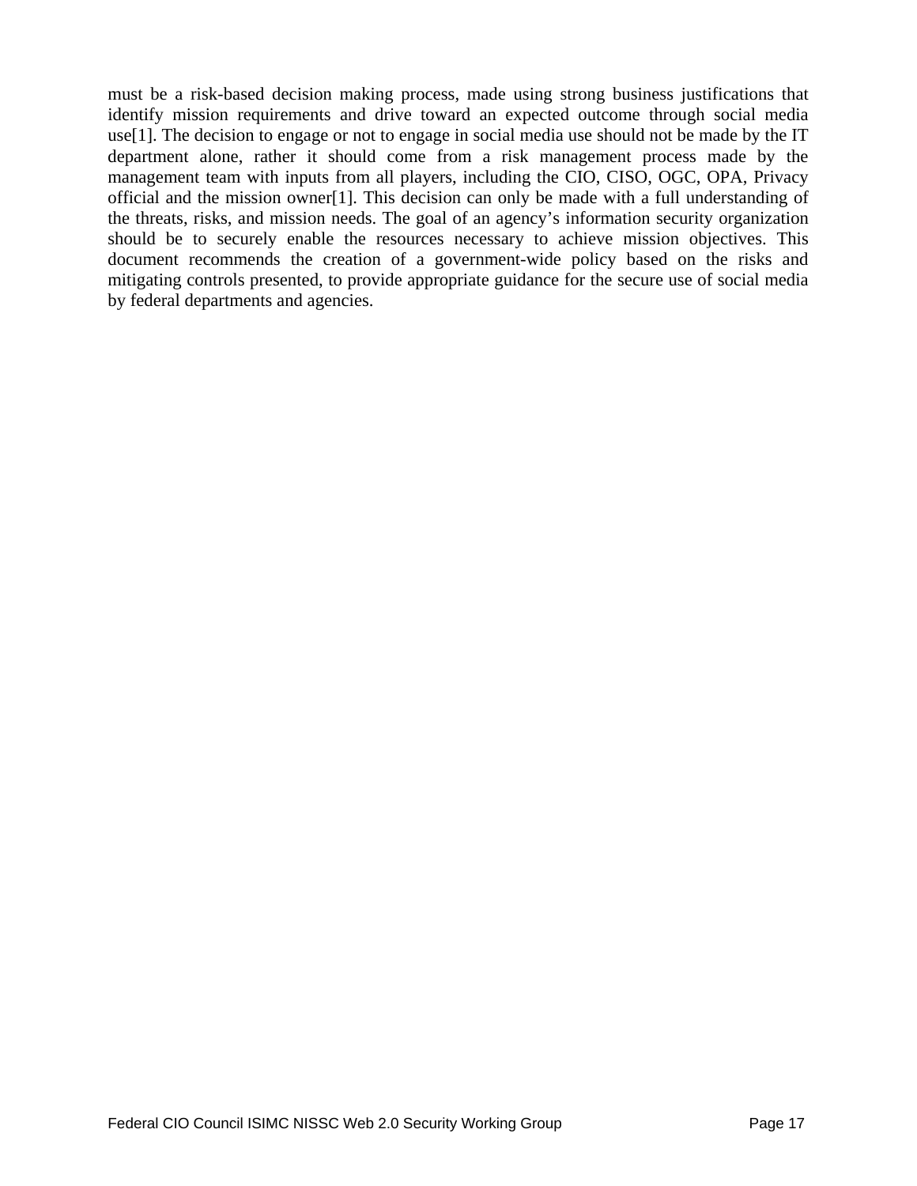must be a risk-based decision making process, made using strong business justifications that identify mission requirements and drive toward an expected outcome through social media use[1]. The decision to engage or not to engage in social media use should not be made by the IT department alone, rather it should come from a risk management process made by the management team with inputs from all players, including the CIO, CISO, OGC, OPA, Privacy official and the mission owner[1]. This decision can only be made with a full understanding of the threats, risks, and mission needs. The goal of an agency's information security organization should be to securely enable the resources necessary to achieve mission objectives. This document recommends the creation of a government-wide policy based on the risks and mitigating controls presented, to provide appropriate guidance for the secure use of social media by federal departments and agencies.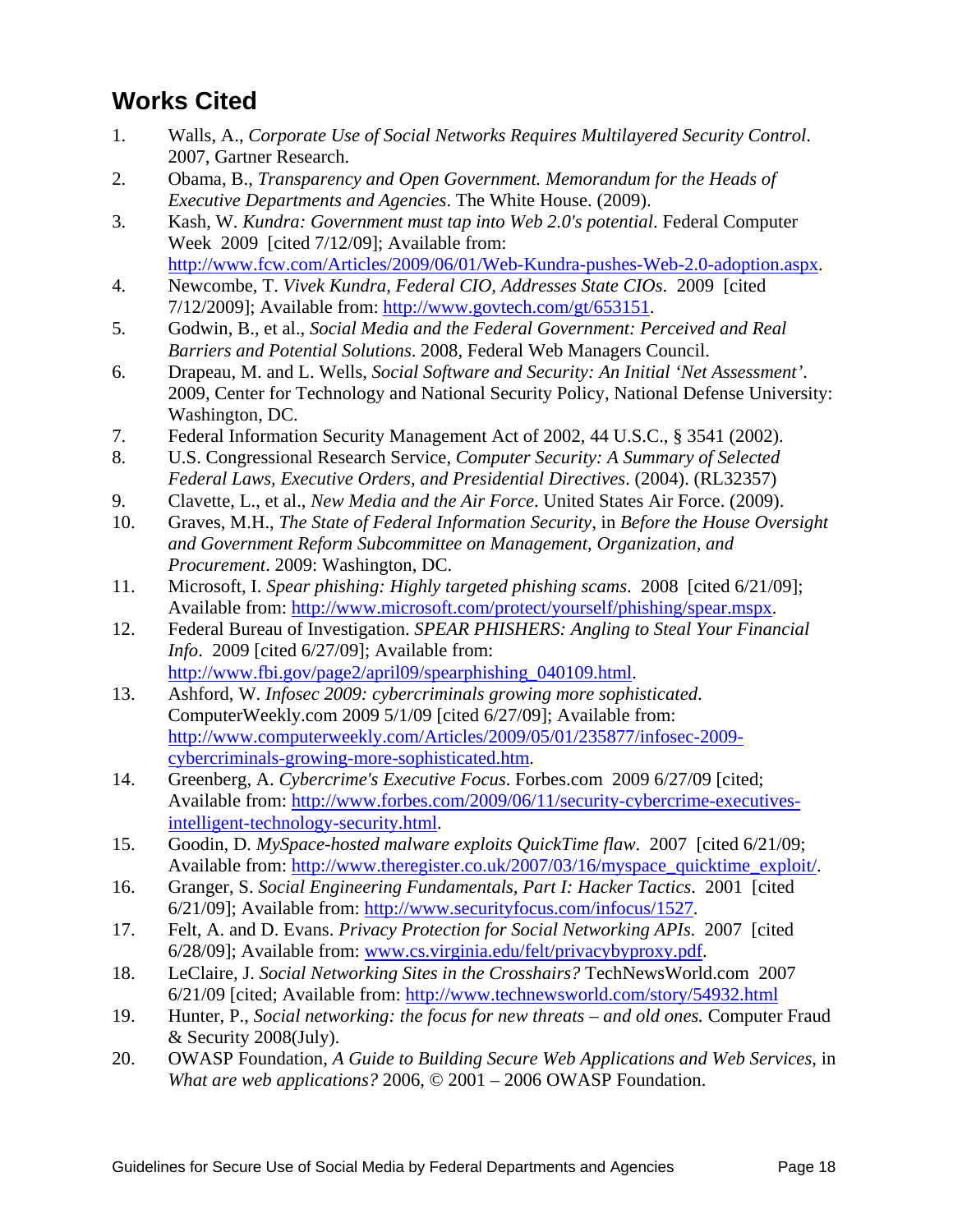## Works Cited

1. Walls, A., *Corporate Use of Social Networks Requires Multilayered Security Control*. 2007, Gartner Research.
2. Obama, B., *Transparency and Open Government. Memorandum for the Heads of Executive Departments and Agencies*. The White House. (2009).
3. Kash, W. *Kundra: Government must tap into Web 2.0's potential*. Federal Computer Week 2009 [cited 7/12/09]; Available from: http://www.fcw.com/Articles/2009/06/01/Web-Kundra-pushes-Web-2.0-adoption.aspx.
4. Newcombe, T. *Vivek Kundra, Federal CIO, Addresses State CIOs*. 2009 [cited 7/12/2009]; Available from: http://www.govtech.com/gt/653151.
5. Godwin, B., et al., *Social Media and the Federal Government: Perceived and Real Barriers and Potential Solutions*. 2008, Federal Web Managers Council.
6. Drapeau, M. and L. Wells, *Social Software and Security: An Initial 'Net Assessment'*. 2009, Center for Technology and National Security Policy, National Defense University: Washington, DC.
7. Federal Information Security Management Act of 2002, 44 U.S.C., § 3541 (2002).
8. U.S. Congressional Research Service, *Computer Security: A Summary of Selected Federal Laws, Executive Orders, and Presidential Directives*. (2004). (RL32357)
9. Clavette, L., et al., *New Media and the Air Force*. United States Air Force. (2009).
10. Graves, M.H., *The State of Federal Information Security*, in *Before the House Oversight and Government Reform Subcommittee on Management, Organization, and Procurement*. 2009: Washington, DC.
11. Microsoft, I. *Spear phishing: Highly targeted phishing scams*. 2008 [cited 6/21/09]; Available from: http://www.microsoft.com/protect/yourself/phishing/spear.mspx.
12. Federal Bureau of Investigation. *SPEAR PHISHERS: Angling to Steal Your Financial Info*. 2009 [cited 6/27/09]; Available from: http://www.fbi.gov/page2/april09/spearphishing_040109.html.
13. Ashford, W. *Infosec 2009: cybercriminals growing more sophisticated*. ComputerWeekly.com 2009 5/1/09 [cited 6/27/09]; Available from: http://www.computerweekly.com/Articles/2009/05/01/235877/infosec-2009-cybercriminals-growing-more-sophisticated.htm.
14. Greenberg, A. *Cybercrime's Executive Focus*. Forbes.com 2009 6/27/09 [cited; Available from: http://www.forbes.com/2009/06/11/security-cybercrime-executives-intelligent-technology-security.html.
15. Goodin, D. *MySpace-hosted malware exploits QuickTime flaw*. 2007 [cited 6/21/09; Available from: http://www.theregister.co.uk/2007/03/16/myspace_quicktime_exploit/.
16. Granger, S. *Social Engineering Fundamentals, Part I: Hacker Tactics*. 2001 [cited 6/21/09]; Available from: http://www.securityfocus.com/infocus/1527.
17. Felt, A. and D. Evans. *Privacy Protection for Social Networking APIs*. 2007 [cited 6/28/09]; Available from: www.cs.virginia.edu/felt/privacybyproxy.pdf.
18. LeClaire, J. *Social Networking Sites in the Crosshairs?* TechNewsWorld.com 2007 6/21/09 [cited; Available from: http://www.technewsworld.com/story/54932.html
19. Hunter, P., *Social networking: the focus for new threats – and old ones.* Computer Fraud & Security 2008(July).
20. OWASP Foundation, *A Guide to Building Secure Web Applications and Web Services*, in *What are web applications?* 2006, © 2001 – 2006 OWASP Foundation.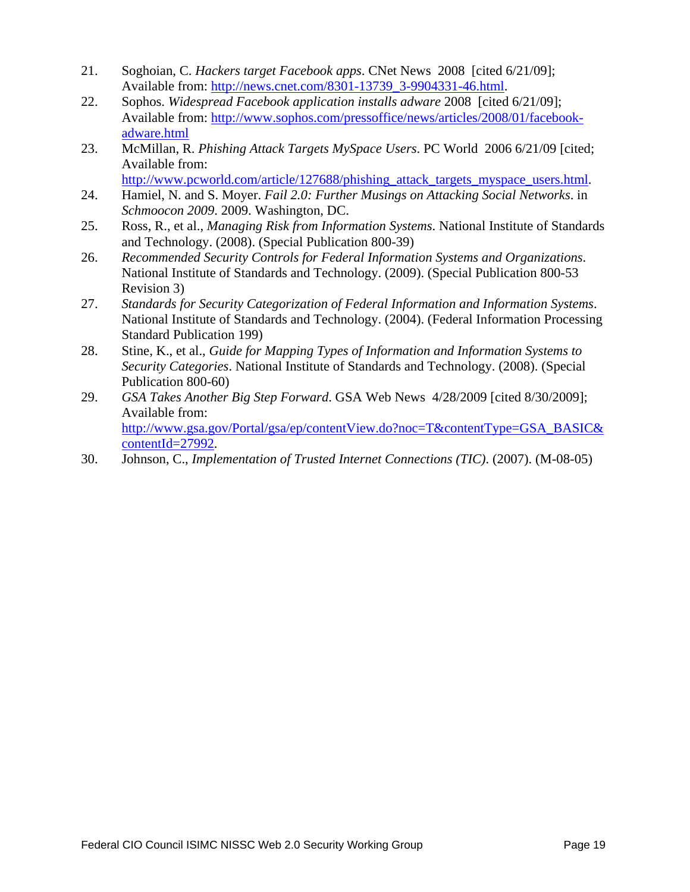21. Soghoian, C. *Hackers target Facebook apps*. CNet News 2008 [cited 6/21/09]; Available from: http://news.cnet.com/8301-13739_3-9904331-46.html.
22. Sophos. *Widespread Facebook application installs adware* 2008 [cited 6/21/09]; Available from: http://www.sophos.com/pressoffice/news/articles/2008/01/facebook-adware.html
23. McMillan, R. *Phishing Attack Targets MySpace Users*. PC World 2006 6/21/09 [cited; Available from: http://www.pcworld.com/article/127688/phishing_attack_targets_myspace_users.html.
24. Hamiel, N. and S. Moyer. *Fail 2.0: Further Musings on Attacking Social Networks*. in *Schmoocon 2009*. 2009. Washington, DC.
25. Ross, R., et al., *Managing Risk from Information Systems*. National Institute of Standards and Technology. (2008). (Special Publication 800-39)
26. *Recommended Security Controls for Federal Information Systems and Organizations*. National Institute of Standards and Technology. (2009). (Special Publication 800-53 Revision 3)
27. *Standards for Security Categorization of Federal Information and Information Systems*. National Institute of Standards and Technology. (2004). (Federal Information Processing Standard Publication 199)
28. Stine, K., et al., *Guide for Mapping Types of Information and Information Systems to Security Categories*. National Institute of Standards and Technology. (2008). (Special Publication 800-60)
29. *GSA Takes Another Big Step Forward*. GSA Web News 4/28/2009 [cited 8/30/2009]; Available from: http://www.gsa.gov/Portal/gsa/ep/contentView.do?noc=T&contentType=GSA_BASIC&contentId=27992.
30. Johnson, C., *Implementation of Trusted Internet Connections (TIC)*. (2007). (M-08-05)